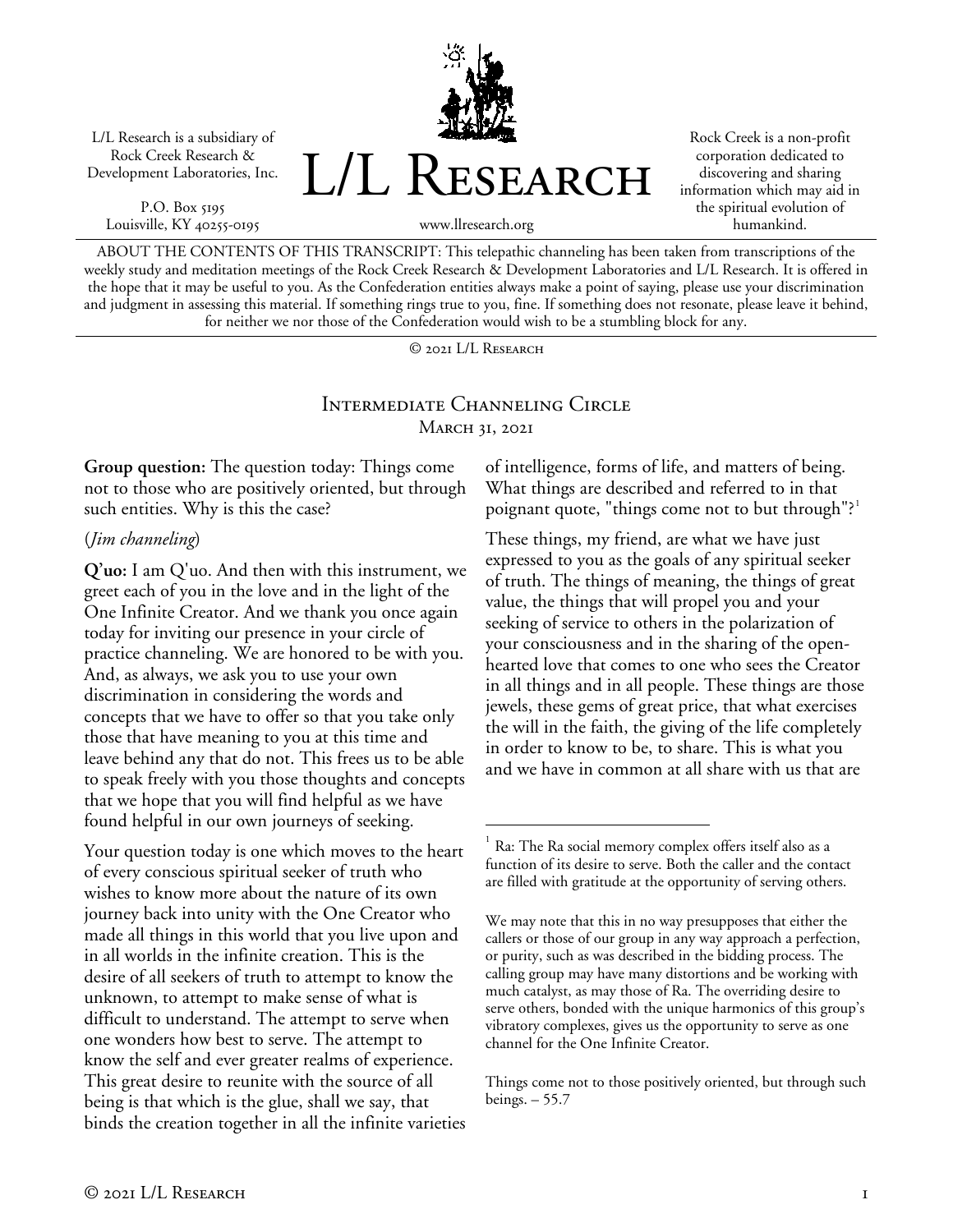L/L Research is a subsidiary of Rock Creek Research & Development Laboratories, Inc.

P.O. Box 5195
Louisville, KY 40255-0195

# L/L Research

www.llresearch.org

Rock Creek is a non-profit corporation dedicated to discovering and sharing information which may aid in the spiritual evolution of humankind.

ABOUT THE CONTENTS OF THIS TRANSCRIPT: This telepathic channeling has been taken from transcriptions of the weekly study and meditation meetings of the Rock Creek Research & Development Laboratories and L/L Research. It is offered in the hope that it may be useful to you. As the Confederation entities always make a point of saying, please use your discrimination and judgment in assessing this material. If something rings true to you, fine. If something does not resonate, please leave it behind, for neither we nor those of the Confederation would wish to be a stumbling block for any.

© 2021 L/L Research

## Intermediate Channeling Circle
### March 31, 2021

**Group question:** The question today: Things come not to those who are positively oriented, but through such entities. Why is this the case?

(*Jim channeling*)

**Q'uo:** I am Q'uo. And then with this instrument, we greet each of you in the love and in the light of the One Infinite Creator. And we thank you once again today for inviting our presence in your circle of practice channeling. We are honored to be with you. And, as always, we ask you to use your own discrimination in considering the words and concepts that we have to offer so that you take only those that have meaning to you at this time and leave behind any that do not. This frees us to be able to speak freely with you those thoughts and concepts that we hope that you will find helpful as we have found helpful in our own journeys of seeking.

Your question today is one which moves to the heart of every conscious spiritual seeker of truth who wishes to know more about the nature of its own journey back into unity with the One Creator who made all things in this world that you live upon and in all worlds in the infinite creation. This is the desire of all seekers of truth to attempt to know the unknown, to attempt to make sense of what is difficult to understand. The attempt to serve when one wonders how best to serve. The attempt to know the self and ever greater realms of experience. This great desire to reunite with the source of all being is that which is the glue, shall we say, that binds the creation together in all the infinite varieties of intelligence, forms of life, and matters of being. What things are described and referred to in that poignant quote, "things come not to but through"?[1]

These things, my friend, are what we have just expressed to you as the goals of any spiritual seeker of truth. The things of meaning, the things of great value, the things that will propel you and your seeking of service to others in the polarization of your consciousness and in the sharing of the open-hearted love that comes to one who sees the Creator in all things and in all people. These things are those jewels, these gems of great price, that what exercises the will in the faith, the giving of the life completely in order to know to be, to share. This is what you and we have in common at all share with us that are

---

[1] Ra: The Ra social memory complex offers itself also as a function of its desire to serve. Both the caller and the contact are filled with gratitude at the opportunity of serving others.

We may note that this in no way presupposes that either the callers or those of our group in any way approach a perfection, or purity, such as was described in the bidding process. The calling group may have many distortions and be working with much catalyst, as may those of Ra. The overriding desire to serve others, bonded with the unique harmonics of this group's vibratory complexes, gives us the opportunity to serve as one channel for the One Infinite Creator.

Things come not to those positively oriented, but through such beings. – 55.7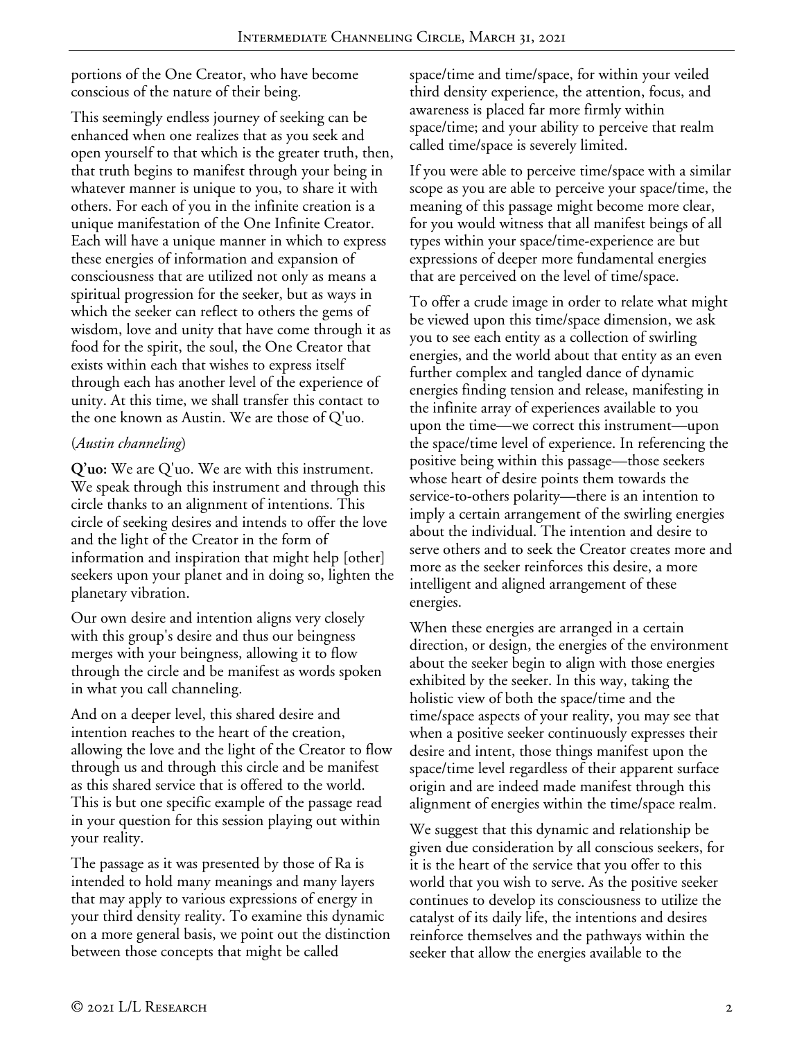portions of the One Creator, who have become conscious of the nature of their being.

This seemingly endless journey of seeking can be enhanced when one realizes that as you seek and open yourself to that which is the greater truth, then, that truth begins to manifest through your being in whatever manner is unique to you, to share it with others. For each of you in the infinite creation is a unique manifestation of the One Infinite Creator. Each will have a unique manner in which to express these energies of information and expansion of consciousness that are utilized not only as means a spiritual progression for the seeker, but as ways in which the seeker can reflect to others the gems of wisdom, love and unity that have come through it as food for the spirit, the soul, the One Creator that exists within each that wishes to express itself through each has another level of the experience of unity. At this time, we shall transfer this contact to the one known as Austin. We are those of Q'uo.

(*Austin channeling*)

**Q'uo:** We are Q'uo. We are with this instrument. We speak through this instrument and through this circle thanks to an alignment of intentions. This circle of seeking desires and intends to offer the love and the light of the Creator in the form of information and inspiration that might help [other] seekers upon your planet and in doing so, lighten the planetary vibration.

Our own desire and intention aligns very closely with this group's desire and thus our beingness merges with your beingness, allowing it to flow through the circle and be manifest as words spoken in what you call channeling.

And on a deeper level, this shared desire and intention reaches to the heart of the creation, allowing the love and the light of the Creator to flow through us and through this circle and be manifest as this shared service that is offered to the world. This is but one specific example of the passage read in your question for this session playing out within your reality.

The passage as it was presented by those of Ra is intended to hold many meanings and many layers that may apply to various expressions of energy in your third density reality. To examine this dynamic on a more general basis, we point out the distinction between those concepts that might be called space/time and time/space, for within your veiled third density experience, the attention, focus, and awareness is placed far more firmly within space/time; and your ability to perceive that realm called time/space is severely limited.

If you were able to perceive time/space with a similar scope as you are able to perceive your space/time, the meaning of this passage might become more clear, for you would witness that all manifest beings of all types within your space/time-experience are but expressions of deeper more fundamental energies that are perceived on the level of time/space.

To offer a crude image in order to relate what might be viewed upon this time/space dimension, we ask you to see each entity as a collection of swirling energies, and the world about that entity as an even further complex and tangled dance of dynamic energies finding tension and release, manifesting in the infinite array of experiences available to you upon the time—we correct this instrument—upon the space/time level of experience. In referencing the positive being within this passage—those seekers whose heart of desire points them towards the service-to-others polarity—there is an intention to imply a certain arrangement of the swirling energies about the individual. The intention and desire to serve others and to seek the Creator creates more and more as the seeker reinforces this desire, a more intelligent and aligned arrangement of these energies.

When these energies are arranged in a certain direction, or design, the energies of the environment about the seeker begin to align with those energies exhibited by the seeker. In this way, taking the holistic view of both the space/time and the time/space aspects of your reality, you may see that when a positive seeker continuously expresses their desire and intent, those things manifest upon the space/time level regardless of their apparent surface origin and are indeed made manifest through this alignment of energies within the time/space realm.

We suggest that this dynamic and relationship be given due consideration by all conscious seekers, for it is the heart of the service that you offer to this world that you wish to serve. As the positive seeker continues to develop its consciousness to utilize the catalyst of its daily life, the intentions and desires reinforce themselves and the pathways within the seeker that allow the energies available to the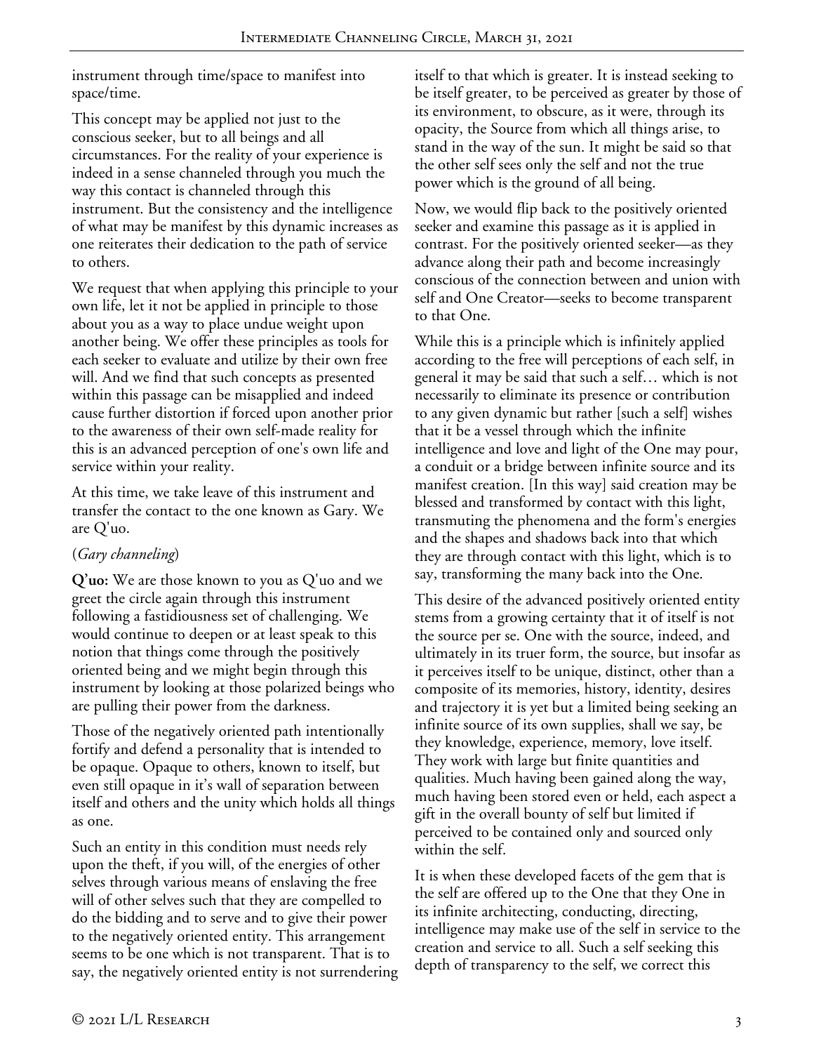instrument through time/space to manifest into space/time.

This concept may be applied not just to the conscious seeker, but to all beings and all circumstances. For the reality of your experience is indeed in a sense channeled through you much the way this contact is channeled through this instrument. But the consistency and the intelligence of what may be manifest by this dynamic increases as one reiterates their dedication to the path of service to others.

We request that when applying this principle to your own life, let it not be applied in principle to those about you as a way to place undue weight upon another being. We offer these principles as tools for each seeker to evaluate and utilize by their own free will. And we find that such concepts as presented within this passage can be misapplied and indeed cause further distortion if forced upon another prior to the awareness of their own self-made reality for this is an advanced perception of one's own life and service within your reality.

At this time, we take leave of this instrument and transfer the contact to the one known as Gary. We are Q'uo.

(*Gary channeling*)

**Q'uo:** We are those known to you as Q'uo and we greet the circle again through this instrument following a fastidiousness set of challenging. We would continue to deepen or at least speak to this notion that things come through the positively oriented being and we might begin through this instrument by looking at those polarized beings who are pulling their power from the darkness.

Those of the negatively oriented path intentionally fortify and defend a personality that is intended to be opaque. Opaque to others, known to itself, but even still opaque in it's wall of separation between itself and others and the unity which holds all things as one.

Such an entity in this condition must needs rely upon the theft, if you will, of the energies of other selves through various means of enslaving the free will of other selves such that they are compelled to do the bidding and to serve and to give their power to the negatively oriented entity. This arrangement seems to be one which is not transparent. That is to say, the negatively oriented entity is not surrendering itself to that which is greater. It is instead seeking to be itself greater, to be perceived as greater by those of its environment, to obscure, as it were, through its opacity, the Source from which all things arise, to stand in the way of the sun. It might be said so that the other self sees only the self and not the true power which is the ground of all being.

Now, we would flip back to the positively oriented seeker and examine this passage as it is applied in contrast. For the positively oriented seeker—as they advance along their path and become increasingly conscious of the connection between and union with self and One Creator—seeks to become transparent to that One.

While this is a principle which is infinitely applied according to the free will perceptions of each self, in general it may be said that such a self… which is not necessarily to eliminate its presence or contribution to any given dynamic but rather [such a self] wishes that it be a vessel through which the infinite intelligence and love and light of the One may pour, a conduit or a bridge between infinite source and its manifest creation. [In this way] said creation may be blessed and transformed by contact with this light, transmuting the phenomena and the form's energies and the shapes and shadows back into that which they are through contact with this light, which is to say, transforming the many back into the One.

This desire of the advanced positively oriented entity stems from a growing certainty that it of itself is not the source per se. One with the source, indeed, and ultimately in its truer form, the source, but insofar as it perceives itself to be unique, distinct, other than a composite of its memories, history, identity, desires and trajectory it is yet but a limited being seeking an infinite source of its own supplies, shall we say, be they knowledge, experience, memory, love itself. They work with large but finite quantities and qualities. Much having been gained along the way, much having been stored even or held, each aspect a gift in the overall bounty of self but limited if perceived to be contained only and sourced only within the self.

It is when these developed facets of the gem that is the self are offered up to the One that they One in its infinite architecting, conducting, directing, intelligence may make use of the self in service to the creation and service to all. Such a self seeking this depth of transparency to the self, we correct this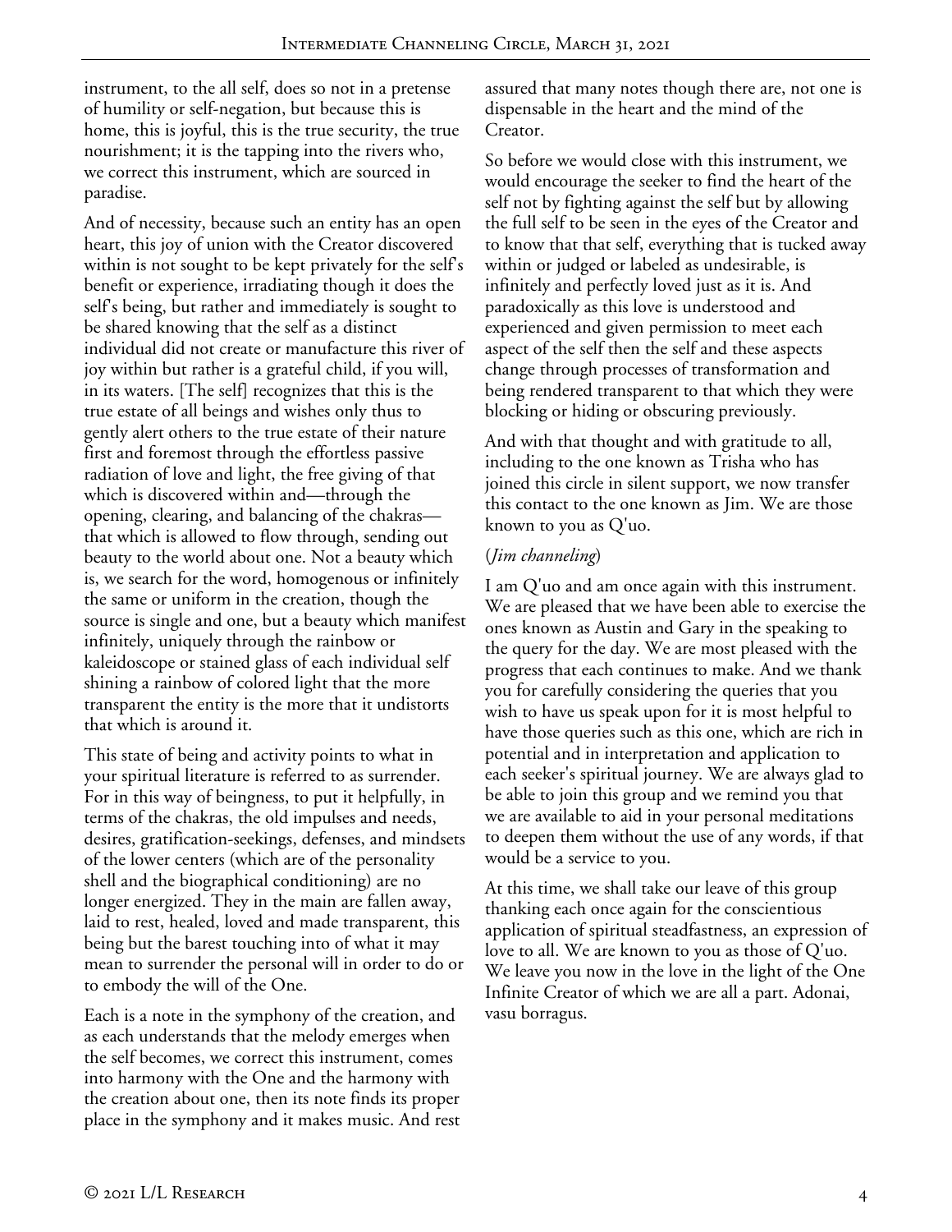instrument, to the all self, does so not in a pretense of humility or self-negation, but because this is home, this is joyful, this is the true security, the true nourishment; it is the tapping into the rivers who, we correct this instrument, which are sourced in paradise.

And of necessity, because such an entity has an open heart, this joy of union with the Creator discovered within is not sought to be kept privately for the self's benefit or experience, irradiating though it does the self's being, but rather and immediately is sought to be shared knowing that the self as a distinct individual did not create or manufacture this river of joy within but rather is a grateful child, if you will, in its waters. [The self] recognizes that this is the true estate of all beings and wishes only thus to gently alert others to the true estate of their nature first and foremost through the effortless passive radiation of love and light, the free giving of that which is discovered within and—through the opening, clearing, and balancing of the chakras—that which is allowed to flow through, sending out beauty to the world about one. Not a beauty which is, we search for the word, homogenous or infinitely the same or uniform in the creation, though the source is single and one, but a beauty which manifest infinitely, uniquely through the rainbow or kaleidoscope or stained glass of each individual self shining a rainbow of colored light that the more transparent the entity is the more that it undistorts that which is around it.

This state of being and activity points to what in your spiritual literature is referred to as surrender. For in this way of beingness, to put it helpfully, in terms of the chakras, the old impulses and needs, desires, gratification-seekings, defenses, and mindsets of the lower centers (which are of the personality shell and the biographical conditioning) are no longer energized. They in the main are fallen away, laid to rest, healed, loved and made transparent, this being but the barest touching into of what it may mean to surrender the personal will in order to do or to embody the will of the One.

Each is a note in the symphony of the creation, and as each understands that the melody emerges when the self becomes, we correct this instrument, comes into harmony with the One and the harmony with the creation about one, then its note finds its proper place in the symphony and it makes music. And rest assured that many notes though there are, not one is dispensable in the heart and the mind of the Creator.

So before we would close with this instrument, we would encourage the seeker to find the heart of the self not by fighting against the self but by allowing the full self to be seen in the eyes of the Creator and to know that that self, everything that is tucked away within or judged or labeled as undesirable, is infinitely and perfectly loved just as it is. And paradoxically as this love is understood and experienced and given permission to meet each aspect of the self then the self and these aspects change through processes of transformation and being rendered transparent to that which they were blocking or hiding or obscuring previously.

And with that thought and with gratitude to all, including to the one known as Trisha who has joined this circle in silent support, we now transfer this contact to the one known as Jim. We are those known to you as Q'uo.

(*Jim channeling*)

I am Q'uo and am once again with this instrument. We are pleased that we have been able to exercise the ones known as Austin and Gary in the speaking to the query for the day. We are most pleased with the progress that each continues to make. And we thank you for carefully considering the queries that you wish to have us speak upon for it is most helpful to have those queries such as this one, which are rich in potential and in interpretation and application to each seeker's spiritual journey. We are always glad to be able to join this group and we remind you that we are available to aid in your personal meditations to deepen them without the use of any words, if that would be a service to you.

At this time, we shall take our leave of this group thanking each once again for the conscientious application of spiritual steadfastness, an expression of love to all. We are known to you as those of Q'uo. We leave you now in the love in the light of the One Infinite Creator of which we are all a part. Adonai, vasu borragus.